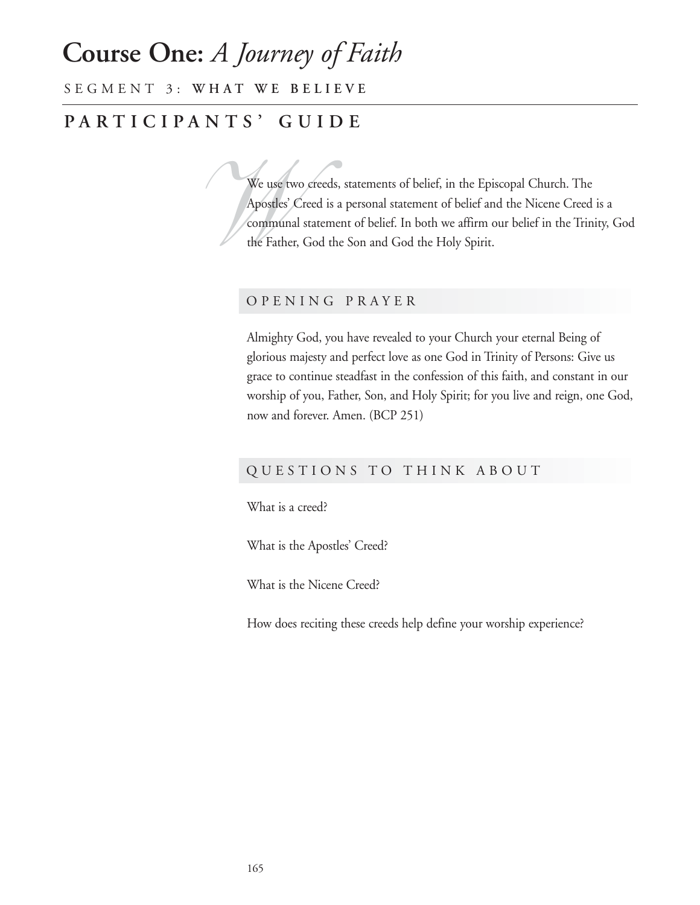# Course One: *A Journey of Faith*

SEGMENT 3: **WHAT WE BELIEVE**

## PARTICIPANTS' GUIDE

We use two creeds, statements of belief, in the Episcopal Church. The Apostles' Creed is a personal statement of belief and the Nicene Creed is a communal statement of belief. In both we affirm our belief in the Trinity, God the Father, God the Son and God the Holy Spirit.

### OPENING PRAYER

Almighty God, you have revealed to your Church your eternal Being of glorious majesty and perfect love as one God in Trinity of Persons: Give us grace to continue steadfast in the confession of this faith, and constant in our worship of you, Father, Son, and Holy Spirit; for you live and reign, one God, now and forever. Amen. (BCP 251)

### QUESTIONS TO THINK ABOUT

What is a creed?

What is the Apostles' Creed?

What is the Nicene Creed?

How does reciting these creeds help define your worship experience?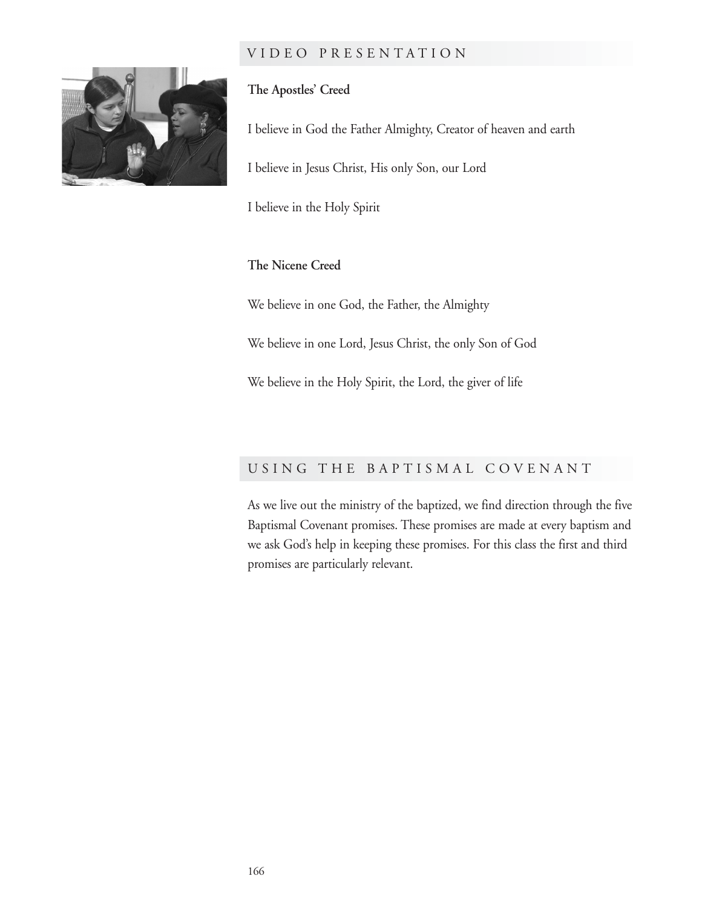## VIDEO PRESENTATION

**The Apostles' Creed**

I believe in God the Father Almighty, Creator of heaven and earth

I believe in Jesus Christ, His only Son, our Lord

I believe in the Holy Spirit

**The Nicene Creed**

We believe in one God, the Father, the Almighty

We believe in one Lord, Jesus Christ, the only Son of God

We believe in the Holy Spirit, the Lord, the giver of life

## USING THE BAPTISMAL COVENANT

As we live out the ministry of the baptized, we find direction through the five Baptismal Covenant promises. These promises are made at every baptism and we ask God's help in keeping these promises. For this class the first and third promises are particularly relevant.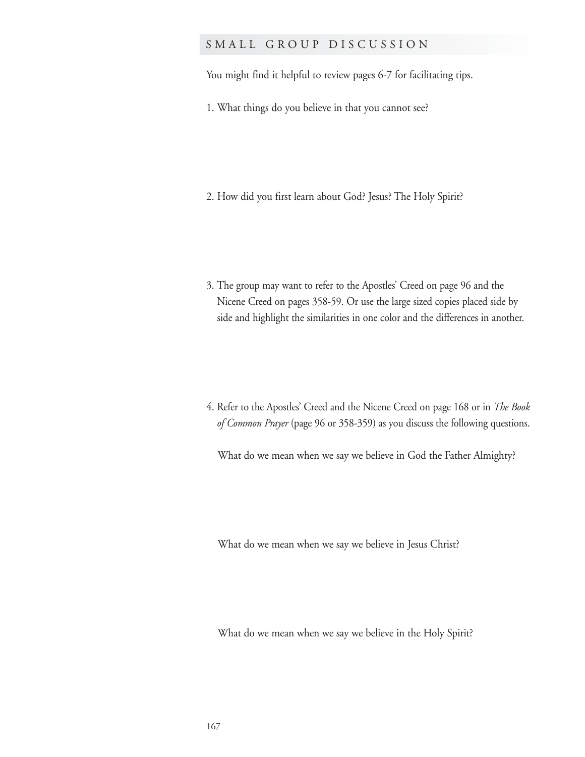## SMALL GROUP DISCUSSION

You might find it helpful to review pages 6-7 for facilitating tips.

1. What things do you believe in that you cannot see?

2. How did you first learn about God? Jesus? The Holy Spirit?

3. The group may want to refer to the Apostles' Creed on page 96 and the Nicene Creed on pages 358-59. Or use the large sized copies placed side by side and highlight the similarities in one color and the differences in another.

4. Refer to the Apostles' Creed and the Nicene Creed on page 168 or in *The Book of Common Prayer* (page 96 or 358-359) as you discuss the following questions.

   What do we mean when we say we believe in God the Father Almighty?

   What do we mean when we say we believe in Jesus Christ?

   What do we mean when we say we believe in the Holy Spirit?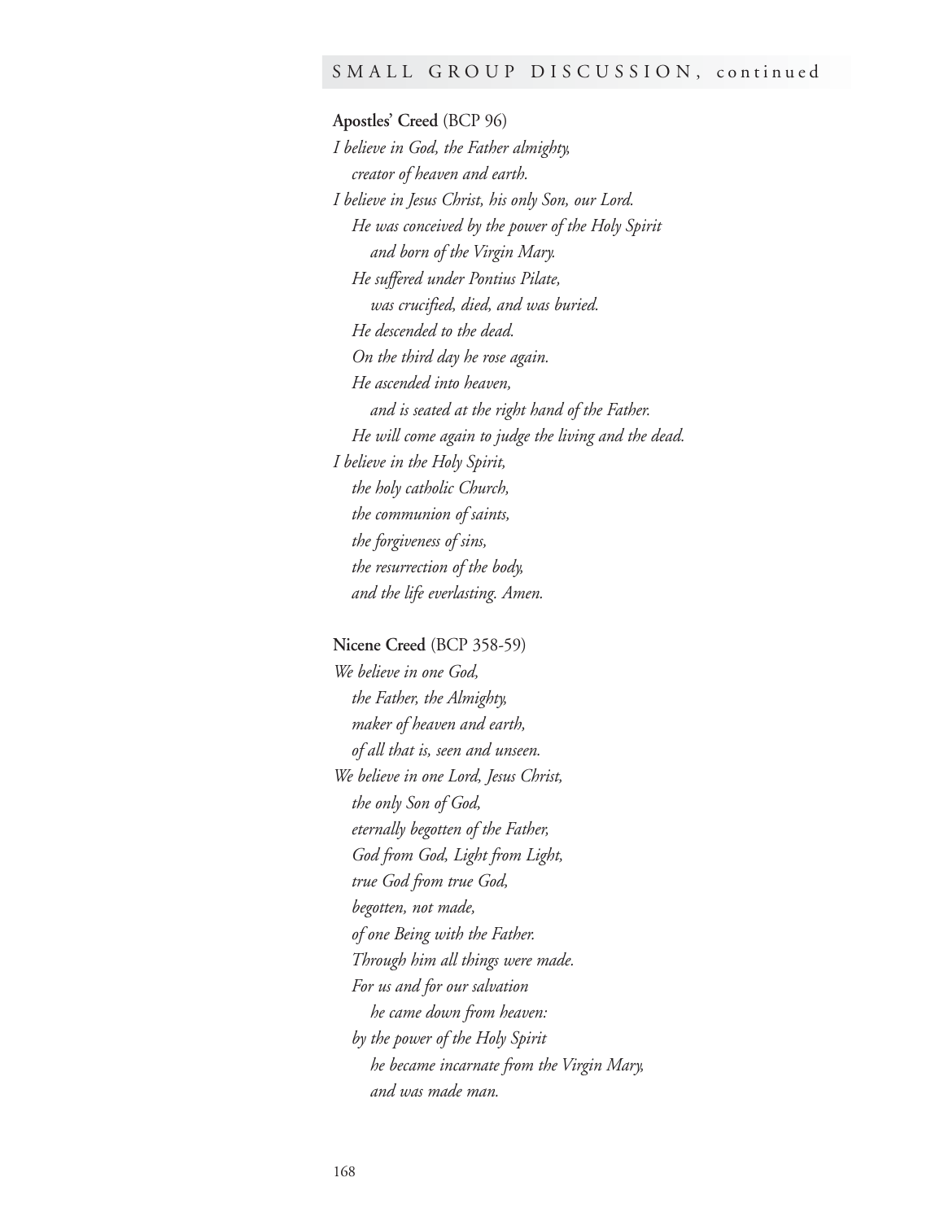SMALL GROUP DISCUSSION, continued

**Apostles' Creed** (BCP 96)

*I believe in God, the Father almighty,*
*creator of heaven and earth.*
*I believe in Jesus Christ, his only Son, our Lord.*
*He was conceived by the power of the Holy Spirit*
*and born of the Virgin Mary.*
*He suffered under Pontius Pilate,*
*was crucified, died, and was buried.*
*He descended to the dead.*
*On the third day he rose again.*
*He ascended into heaven,*
*and is seated at the right hand of the Father.*
*He will come again to judge the living and the dead.*
*I believe in the Holy Spirit,*
*the holy catholic Church,*
*the communion of saints,*
*the forgiveness of sins,*
*the resurrection of the body,*
*and the life everlasting. Amen.*

**Nicene Creed** (BCP 358-59)

*We believe in one God,*
*the Father, the Almighty,*
*maker of heaven and earth,*
*of all that is, seen and unseen.*
*We believe in one Lord, Jesus Christ,*
*the only Son of God,*
*eternally begotten of the Father,*
*God from God, Light from Light,*
*true God from true God,*
*begotten, not made,*
*of one Being with the Father.*
*Through him all things were made.*
*For us and for our salvation*
*he came down from heaven:*
*by the power of the Holy Spirit*
*he became incarnate from the Virgin Mary,*
*and was made man.*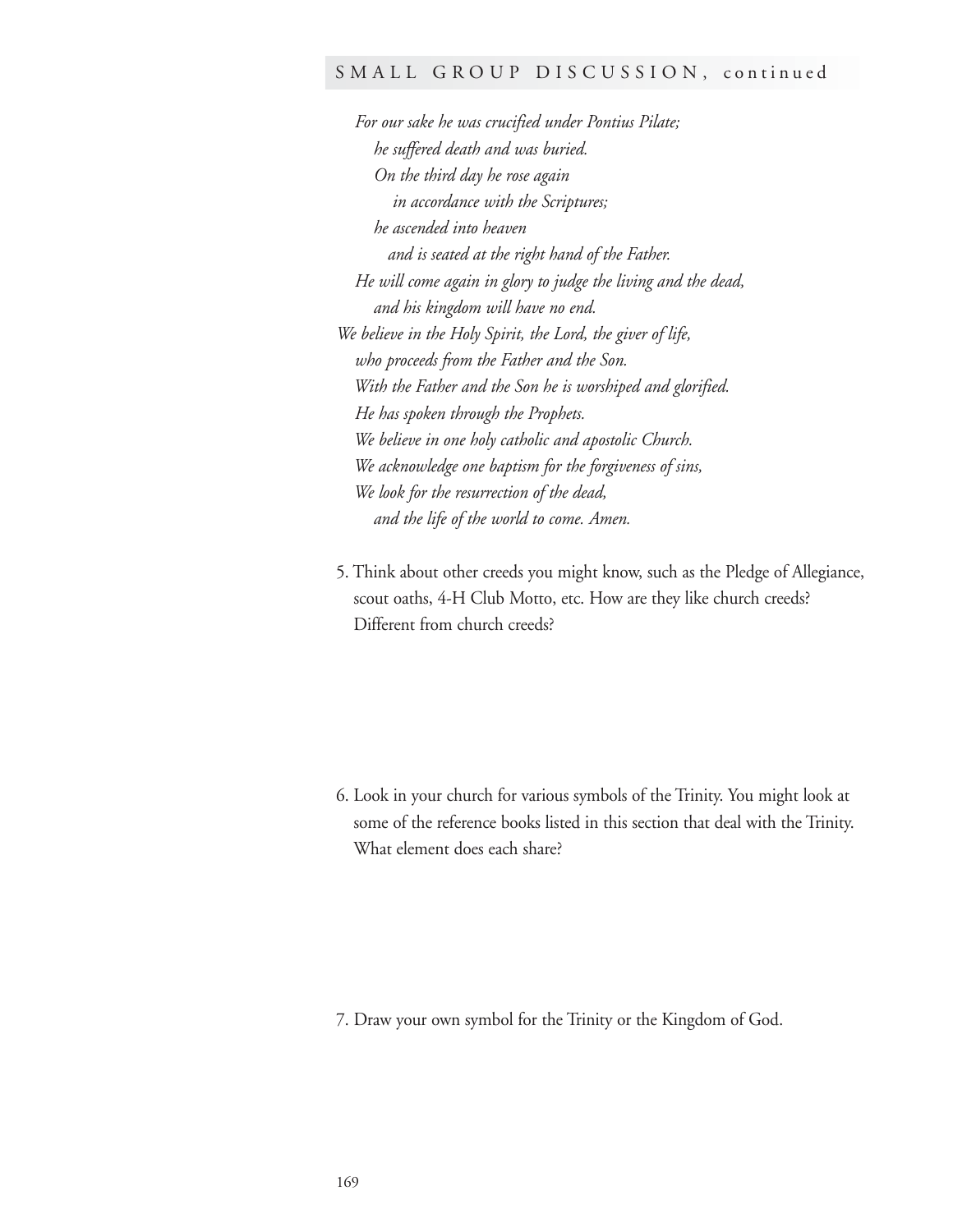## SMALL GROUP DISCUSSION, continued

*For our sake he was crucified under Pontius Pilate;*
*he suffered death and was buried.*
*On the third day he rose again*
*in accordance with the Scriptures;*
*he ascended into heaven*
*and is seated at the right hand of the Father.*
*He will come again in glory to judge the living and the dead,*
*and his kingdom will have no end.*
*We believe in the Holy Spirit, the Lord, the giver of life,*
*who proceeds from the Father and the Son.*
*With the Father and the Son he is worshiped and glorified.*
*He has spoken through the Prophets.*
*We believe in one holy catholic and apostolic Church.*
*We acknowledge one baptism for the forgiveness of sins,*
*We look for the resurrection of the dead,*
*and the life of the world to come. Amen.*

5. Think about other creeds you might know, such as the Pledge of Allegiance, scout oaths, 4-H Club Motto, etc. How are they like church creeds? Different from church creeds?

6. Look in your church for various symbols of the Trinity. You might look at some of the reference books listed in this section that deal with the Trinity. What element does each share?

7. Draw your own symbol for the Trinity or the Kingdom of God.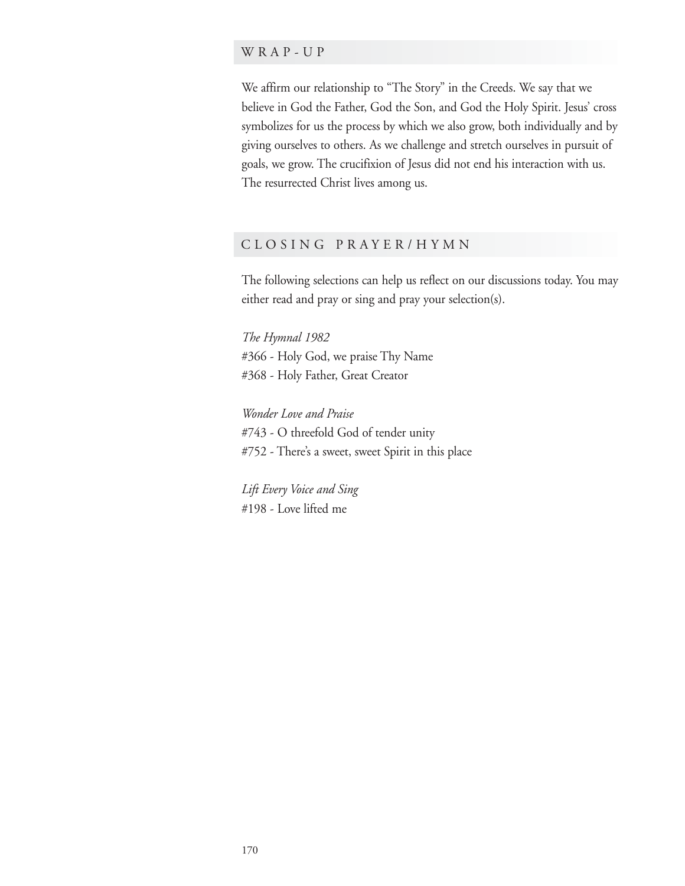## WRAP-UP

We affirm our relationship to "The Story" in the Creeds. We say that we believe in God the Father, God the Son, and God the Holy Spirit. Jesus' cross symbolizes for us the process by which we also grow, both individually and by giving ourselves to others. As we challenge and stretch ourselves in pursuit of goals, we grow. The crucifixion of Jesus did not end his interaction with us. The resurrected Christ lives among us.

## CLOSING PRAYER/HYMN

The following selections can help us reflect on our discussions today. You may either read and pray or sing and pray your selection(s).

*The Hymnal 1982*
#366 - Holy God, we praise Thy Name
#368 - Holy Father, Great Creator

*Wonder Love and Praise*
#743 - O threefold God of tender unity
#752 - There's a sweet, sweet Spirit in this place

*Lift Every Voice and Sing*
#198 - Love lifted me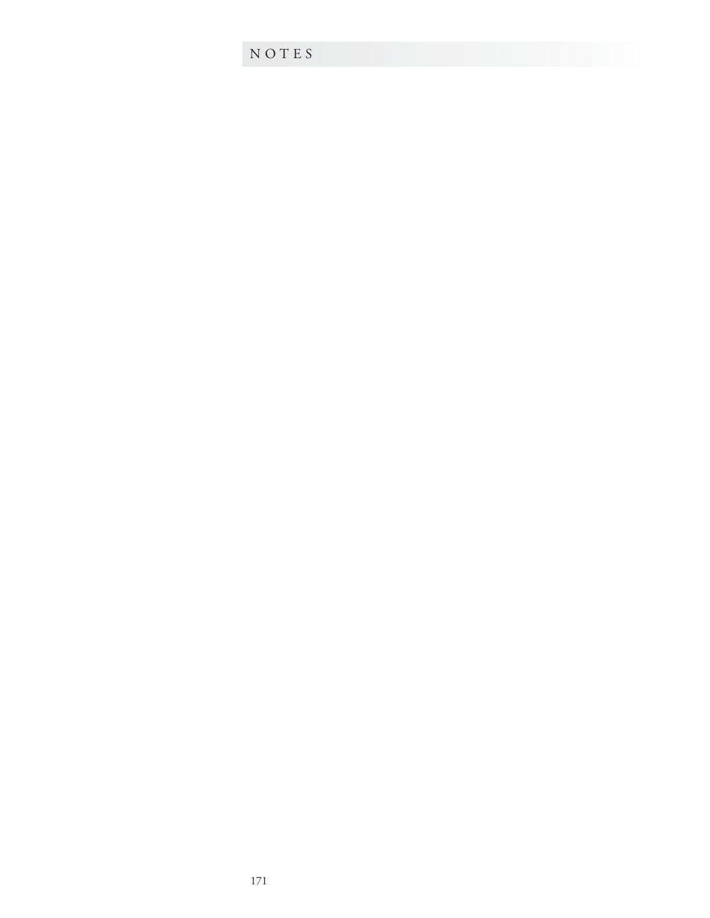# NOTES